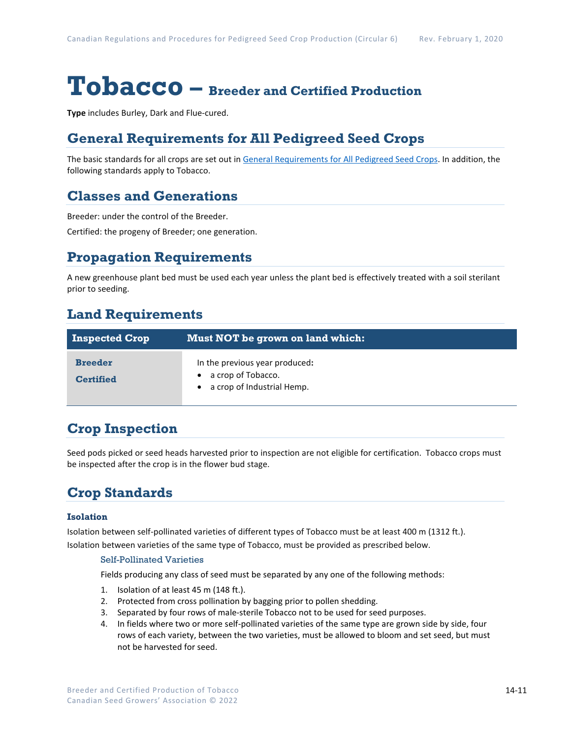# Tobacco – Breeder and Certified Production

**Type** includes Burley, Dark and Flue-cured.

## General Requirements for All Pedigreed Seed Crops

The basic standards for all crops are set out in General Requirements for All Pedigreed Seed Crops. In addition, the following standards apply to Tobacco.

## Classes and Generations

Breeder: under the control of the Breeder.

Certified: the progeny of Breeder; one generation.

## Propagation Requirements

A new greenhouse plant bed must be used each year unless the plant bed is effectively treated with a soil sterilant prior to seeding.

## Land Requirements

| Inspected Crop | Must NOT be grown on land which: |
|---|---|
| **Breeder**<br>**Certified** | In the previous year produced**:**<br>• a crop of Tobacco.<br>• a crop of Industrial Hemp. |

## Crop Inspection

Seed pods picked or seed heads harvested prior to inspection are not eligible for certification. Tobacco crops must be inspected after the crop is in the flower bud stage.

## Crop Standards

### Isolation

Isolation between self-pollinated varieties of different types of Tobacco must be at least 400 m (1312 ft.).

Isolation between varieties of the same type of Tobacco, must be provided as prescribed below.

#### Self-Pollinated Varieties

Fields producing any class of seed must be separated by any one of the following methods:

1. Isolation of at least 45 m (148 ft.).
2. Protected from cross pollination by bagging prior to pollen shedding.
3. Separated by four rows of male-sterile Tobacco not to be used for seed purposes.
4. In fields where two or more self-pollinated varieties of the same type are grown side by side, four rows of each variety, between the two varieties, must be allowed to bloom and set seed, but must not be harvested for seed.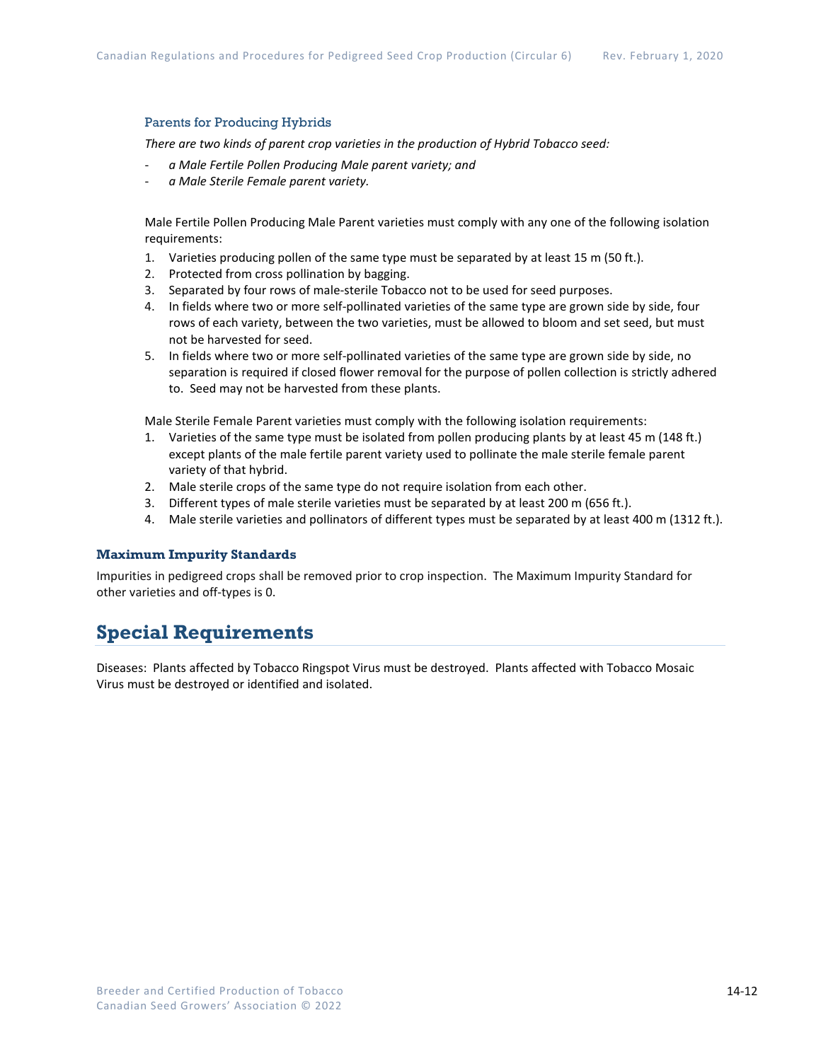### Parents for Producing Hybrids

*There are two kinds of parent crop varieties in the production of Hybrid Tobacco seed:*

- *a Male Fertile Pollen Producing Male parent variety; and*
- *a Male Sterile Female parent variety.*

Male Fertile Pollen Producing Male Parent varieties must comply with any one of the following isolation requirements:

1. Varieties producing pollen of the same type must be separated by at least 15 m (50 ft.).
2. Protected from cross pollination by bagging.
3. Separated by four rows of male-sterile Tobacco not to be used for seed purposes.
4. In fields where two or more self-pollinated varieties of the same type are grown side by side, four rows of each variety, between the two varieties, must be allowed to bloom and set seed, but must not be harvested for seed.
5. In fields where two or more self-pollinated varieties of the same type are grown side by side, no separation is required if closed flower removal for the purpose of pollen collection is strictly adhered to. Seed may not be harvested from these plants.

Male Sterile Female Parent varieties must comply with the following isolation requirements:

1. Varieties of the same type must be isolated from pollen producing plants by at least 45 m (148 ft.) except plants of the male fertile parent variety used to pollinate the male sterile female parent variety of that hybrid.
2. Male sterile crops of the same type do not require isolation from each other.
3. Different types of male sterile varieties must be separated by at least 200 m (656 ft.).
4. Male sterile varieties and pollinators of different types must be separated by at least 400 m (1312 ft.).

### Maximum Impurity Standards

Impurities in pedigreed crops shall be removed prior to crop inspection. The Maximum Impurity Standard for other varieties and off-types is 0.

## Special Requirements

Diseases: Plants affected by Tobacco Ringspot Virus must be destroyed. Plants affected with Tobacco Mosaic Virus must be destroyed or identified and isolated.